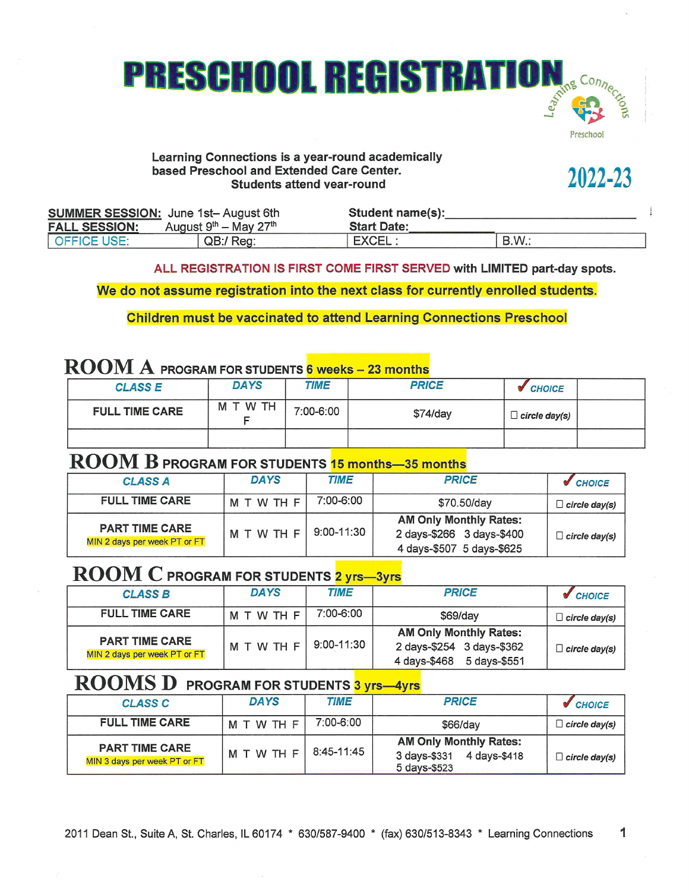# PRESCHOOL REGISTRATION

Learning Connections Preschool

**Learning Connections is a year-round academically based Preschool and Extended Care Center. Students attend year-round**

**2022-23**

| **SUMMER SESSION:** June 1st– August 6th | **Student name(s):**________________________ | |
|---|---|---|
| **FALL SESSION:** August 9th – May 27th | **Start Date:**__________ | |
| OFFICE USE: QB:/ Reg: | EXCEL : | B.W.: |

**ALL REGISTRATION IS FIRST COME FIRST SERVED with LIMITED part-day spots.**

**We do not assume registration into the next class for currently enrolled students.**

**Children must be vaccinated to attend Learning Connections Preschool**

## ROOM A PROGRAM FOR STUDENTS 6 weeks – 23 months

| CLASS E | DAYS | TIME | PRICE | ✓ CHOICE | |
|---|---|---|---|---|---|
| FULL TIME CARE | M T W TH F | 7:00-6:00 | $74/day | ☐ circle day(s) | |
| | | | | | |

## ROOM B PROGRAM FOR STUDENTS 15 months—35 months

| CLASS A | DAYS | TIME | PRICE | ✓ CHOICE |
|---|---|---|---|---|
| FULL TIME CARE | M T W TH F | 7:00-6:00 | $70.50/day | ☐ circle day(s) |
| PART TIME CARE<br>MIN 2 days per week PT or FT | M T W TH F | 9:00-11:30 | AM Only Monthly Rates:<br>2 days-$266 3 days-$400<br>4 days-$507 5 days-$625 | ☐ circle day(s) |

## ROOM C PROGRAM FOR STUDENTS 2 yrs—3yrs

| CLASS B | DAYS | TIME | PRICE | ✓ CHOICE |
|---|---|---|---|---|
| FULL TIME CARE | M T W TH F | 7:00-6:00 | $69/day | ☐ circle day(s) |
| PART TIME CARE<br>MIN 2 days per week PT or FT | M T W TH F | 9:00-11:30 | AM Only Monthly Rates:<br>2 days-$254 3 days-$362<br>4 days-$468 5 days-$551 | ☐ circle day(s) |

## ROOMS D PROGRAM FOR STUDENTS 3 yrs—4yrs

| CLASS C | DAYS | TIME | PRICE | ✓ CHOICE |
|---|---|---|---|---|
| FULL TIME CARE | M T W TH F | 7:00-6:00 | $66/day | ☐ circle day(s) |
| PART TIME CARE<br>MIN 3 days per week PT or FT | M T W TH F | 8:45-11:45 | AM Only Monthly Rates:<br>3 days-$331 4 days-$418<br>5 days-$523 | ☐ circle day(s) |

2011 Dean St., Suite A, St. Charles, IL 60174 * 630/587-9400 * (fax) 630/513-8343 * Learning Connections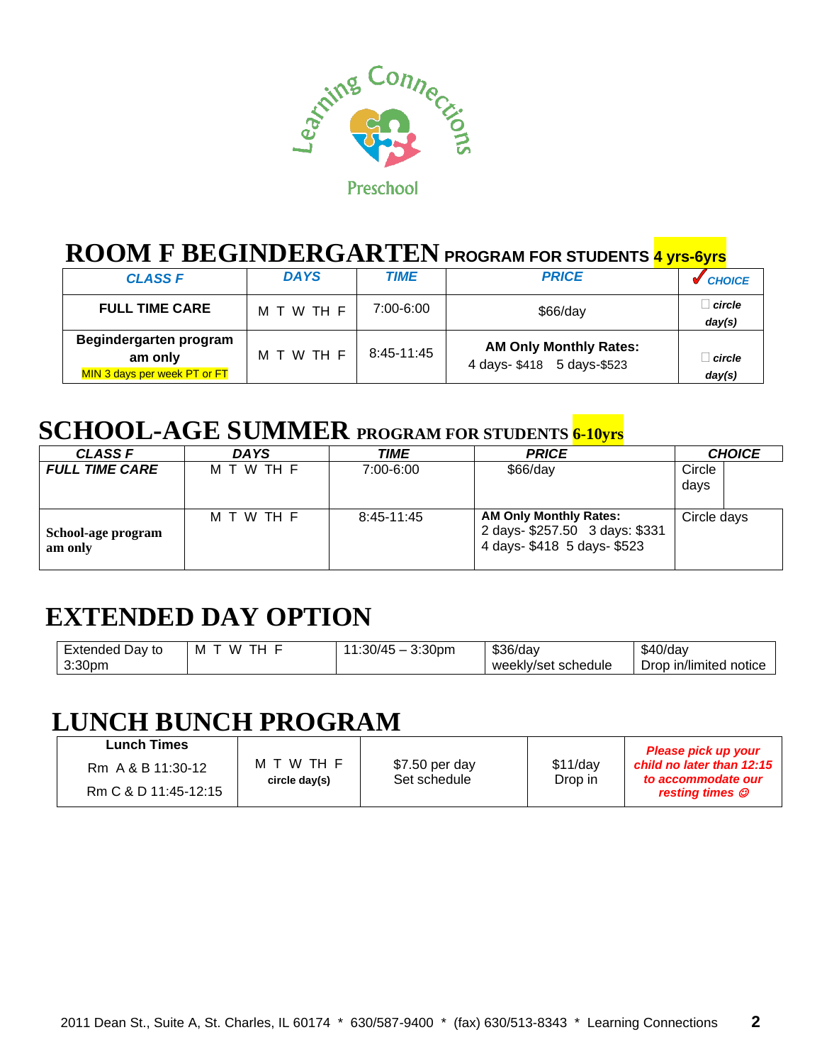Learning Connections

Preschool

## ROOM F BEGINDERGARTEN PROGRAM FOR STUDENTS 4 yrs-6yrs

| CLASS F | DAYS | TIME | PRICE | ✓ CHOICE |
|---|---|---|---|---|
| FULL TIME CARE | M T W TH F | 7:00-6:00 | $66/day | ☐ circle day(s) |
| Begindergarten program am only<br>MIN 3 days per week PT or FT | M T W TH F | 8:45-11:45 | **AM Only Monthly Rates:**<br>4 days- $418 5 days-$523 | ☐ circle day(s) |

## SCHOOL-AGE SUMMER PROGRAM FOR STUDENTS 6-10yrs

| CLASS F | DAYS | TIME | PRICE | CHOICE |
|---|---|---|---|---|
| FULL TIME CARE | M T W TH F | 7:00-6:00 | $66/day | Circle days |
| School-age program am only | M T W TH F | 8:45-11:45 | **AM Only Monthly Rates:**<br>2 days- $257.50 3 days: $331<br>4 days- $418 5 days- $523 | Circle days |

## EXTENDED DAY OPTION

| Extended Day to 3:30pm | M T W TH F | 11:30/45 – 3:30pm | $36/day weekly/set schedule | $40/day Drop in/limited notice |
|---|---|---|---|---|

## LUNCH BUNCH PROGRAM

| Lunch Times<br>Rm A & B 11:30-12<br>Rm C & D 11:45-12:15 | M T W TH F<br>circle day(s) | $7.50 per day<br>Set schedule | $11/day<br>Drop in | *Please pick up your child no later than 12:15 to accommodate our resting times ☺* |
|---|---|---|---|---|

2011 Dean St., Suite A, St. Charles, IL 60174 * 630/587-9400 * (fax) 630/513-8343 * Learning Connections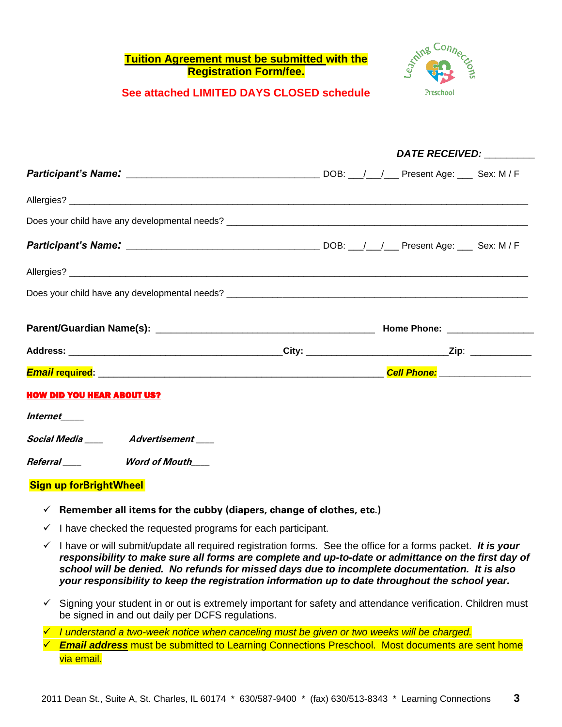**Tuition Agreement must be submitted with the Registration Form/fee.**

**See attached LIMITED DAYS CLOSED schedule**

***DATE RECEIVED:*** _________

***Participant's Name:*** ____________________________________ DOB: ___/___/___ Present Age: ___ Sex: M / F

Allergies? ________________________________________________________________________________

Does your child have any developmental needs? ________________________________________________________

***Participant's Name:*** ____________________________________ DOB: ___/___/___ Present Age: ___ Sex: M / F

Allergies? ________________________________________________________________________________

Does your child have any developmental needs? ________________________________________________________

**Parent/Guardian Name(s):** ________________________________________ **Home Phone:** ________________

**Address:** ________________________________________**City:** ___________________________**Zip**: ____________

***Email* required**: ______________________________________________________ ***Cell Phone:*** _________________

**HOW DID YOU HEAR ABOUT US?**

***Internet*** _____

***Social Media*** ____ ***Advertisement*** ____

***Referral*** ____ ***Word of Mouth*** ____

**Sign up forBrightWheel**

- ✓ **Remember all items for the cubby (diapers, change of clothes, etc.)**
- ✓ I have checked the requested programs for each participant.
- ✓ I have or will submit/update all required registration forms. See the office for a forms packet. ***It is your responsibility to make sure all forms are complete and up-to-date or admittance on the first day of school will be denied. No refunds for missed days due to incomplete documentation. It is also your responsibility to keep the registration information up to date throughout the school year.***
- ✓ Signing your student in or out is extremely important for safety and attendance verification. Children must be signed in and out daily per DCFS regulations.
- ✓ *I understand a two-week notice when canceling must be given or two weeks will be charged.*
- ✓ ***Email address*** must be submitted to Learning Connections Preschool. Most documents are sent home via email.

2011 Dean St., Suite A, St. Charles, IL 60174 * 630/587-9400 * (fax) 630/513-8343 * Learning Connections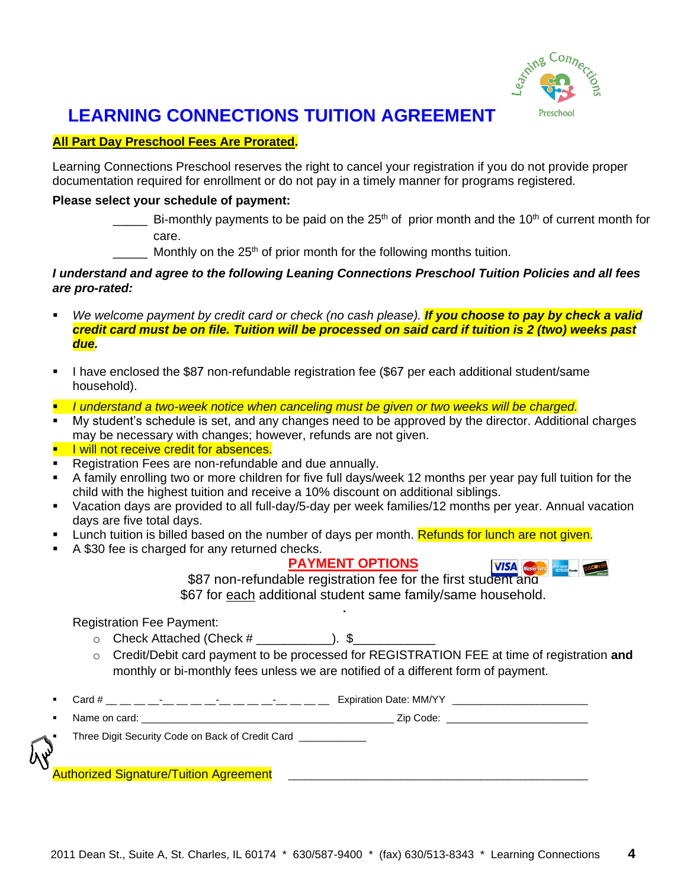# LEARNING CONNECTIONS TUITION AGREEMENT

**All Part Day Preschool Fees Are Prorated.**

Learning Connections Preschool reserves the right to cancel your registration if you do not provide proper documentation required for enrollment or do not pay in a timely manner for programs registered.

**Please select your schedule of payment:**

_____ Bi-monthly payments to be paid on the 25th of prior month and the 10th of current month for care.

_____ Monthly on the 25th of prior month for the following months tuition.

***I understand and agree to the following Leaning Connections Preschool Tuition Policies and all fees are pro-rated:***

- *We welcome payment by credit card or check (no cash please).* ***If you choose to pay by check a valid credit card must be on file. Tuition will be processed on said card if tuition is 2 (two) weeks past due.***
- I have enclosed the $87 non-refundable registration fee ($67 per each additional student/same household).
- *I understand a two-week notice when canceling must be given or two weeks will be charged.*
- My student's schedule is set, and any changes need to be approved by the director. Additional charges may be necessary with changes; however, refunds are not given.
- I will not receive credit for absences.
- Registration Fees are non-refundable and due annually.
- A family enrolling two or more children for five full days/week 12 months per year pay full tuition for the child with the highest tuition and receive a 10% discount on additional siblings.
- Vacation days are provided to all full-day/5-day per week families/12 months per year. Annual vacation days are five total days.
- Lunch tuition is billed based on the number of days per month. Refunds for lunch are not given.
- A $30 fee is charged for any returned checks.

## PAYMENT OPTIONS

$87 non-refundable registration fee for the first student and
$67 for each additional student same family/same household.

Registration Fee Payment:

- Check Attached (Check # ___________). $____________
- Credit/Debit card payment to be processed for REGISTRATION FEE at time of registration **and** monthly or bi-monthly fees unless we are notified of a different form of payment.

- Card # __ __ __ __-__ __ __ __-__ __ __ __-__ __ __ __ Expiration Date: MM/YY ______________________
- Name on card: ____________________________________________ Zip Code: ________________________
- Three Digit Security Code on Back of Credit Card ___________

Authorized Signature/Tuition Agreement ____________________________________________

2011 Dean St., Suite A, St. Charles, IL 60174 * 630/587-9400 * (fax) 630/513-8343 * Learning Connections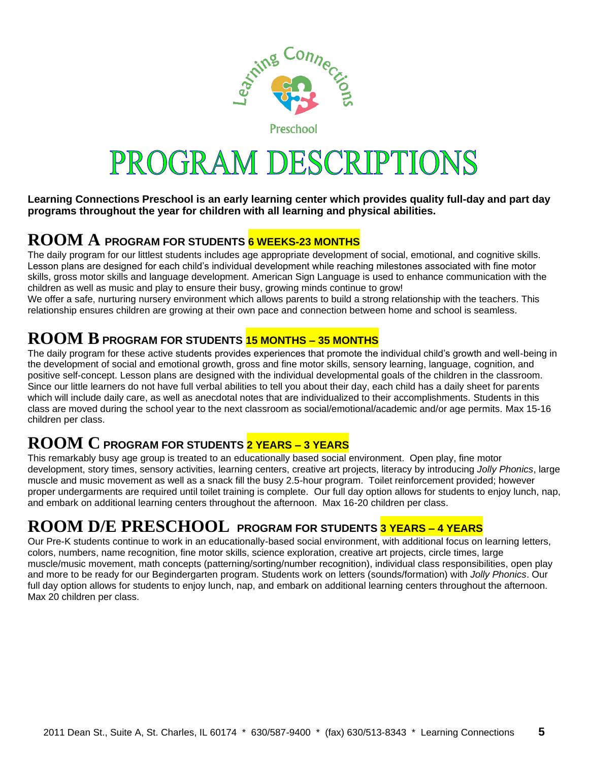Learning Connections

Preschool

# PROGRAM DESCRIPTIONS

**Learning Connections Preschool is an early learning center which provides quality full-day and part day programs throughout the year for children with all learning and physical abilities.**

## ROOM A PROGRAM FOR STUDENTS 6 WEEKS-23 MONTHS

The daily program for our littlest students includes age appropriate development of social, emotional, and cognitive skills. Lesson plans are designed for each child's individual development while reaching milestones associated with fine motor skills, gross motor skills and language development. American Sign Language is used to enhance communication with the children as well as music and play to ensure their busy, growing minds continue to grow!

We offer a safe, nurturing nursery environment which allows parents to build a strong relationship with the teachers. This relationship ensures children are growing at their own pace and connection between home and school is seamless.

## ROOM B PROGRAM FOR STUDENTS 15 MONTHS – 35 MONTHS

The daily program for these active students provides experiences that promote the individual child's growth and well-being in the development of social and emotional growth, gross and fine motor skills, sensory learning, language, cognition, and positive self-concept. Lesson plans are designed with the individual developmental goals of the children in the classroom. Since our little learners do not have full verbal abilities to tell you about their day, each child has a daily sheet for parents which will include daily care, as well as anecdotal notes that are individualized to their accomplishments. Students in this class are moved during the school year to the next classroom as social/emotional/academic and/or age permits. Max 15-16 children per class.

## ROOM C PROGRAM FOR STUDENTS 2 YEARS – 3 YEARS

This remarkably busy age group is treated to an educationally based social environment. Open play, fine motor development, story times, sensory activities, learning centers, creative art projects, literacy by introducing *Jolly Phonics*, large muscle and music movement as well as a snack fill the busy 2.5-hour program. Toilet reinforcement provided; however proper undergarments are required until toilet training is complete. Our full day option allows for students to enjoy lunch, nap, and embark on additional learning centers throughout the afternoon. Max 16-20 children per class.

## ROOM D/E PRESCHOOL PROGRAM FOR STUDENTS 3 YEARS – 4 YEARS

Our Pre-K students continue to work in an educationally-based social environment, with additional focus on learning letters, colors, numbers, name recognition, fine motor skills, science exploration, creative art projects, circle times, large muscle/music movement, math concepts (patterning/sorting/number recognition), individual class responsibilities, open play and more to be ready for our Begindergarten program. Students work on letters (sounds/formation) with *Jolly Phonics*. Our full day option allows for students to enjoy lunch, nap, and embark on additional learning centers throughout the afternoon. Max 20 children per class.

2011 Dean St., Suite A, St. Charles, IL 60174 * 630/587-9400 * (fax) 630/513-8343 * Learning Connections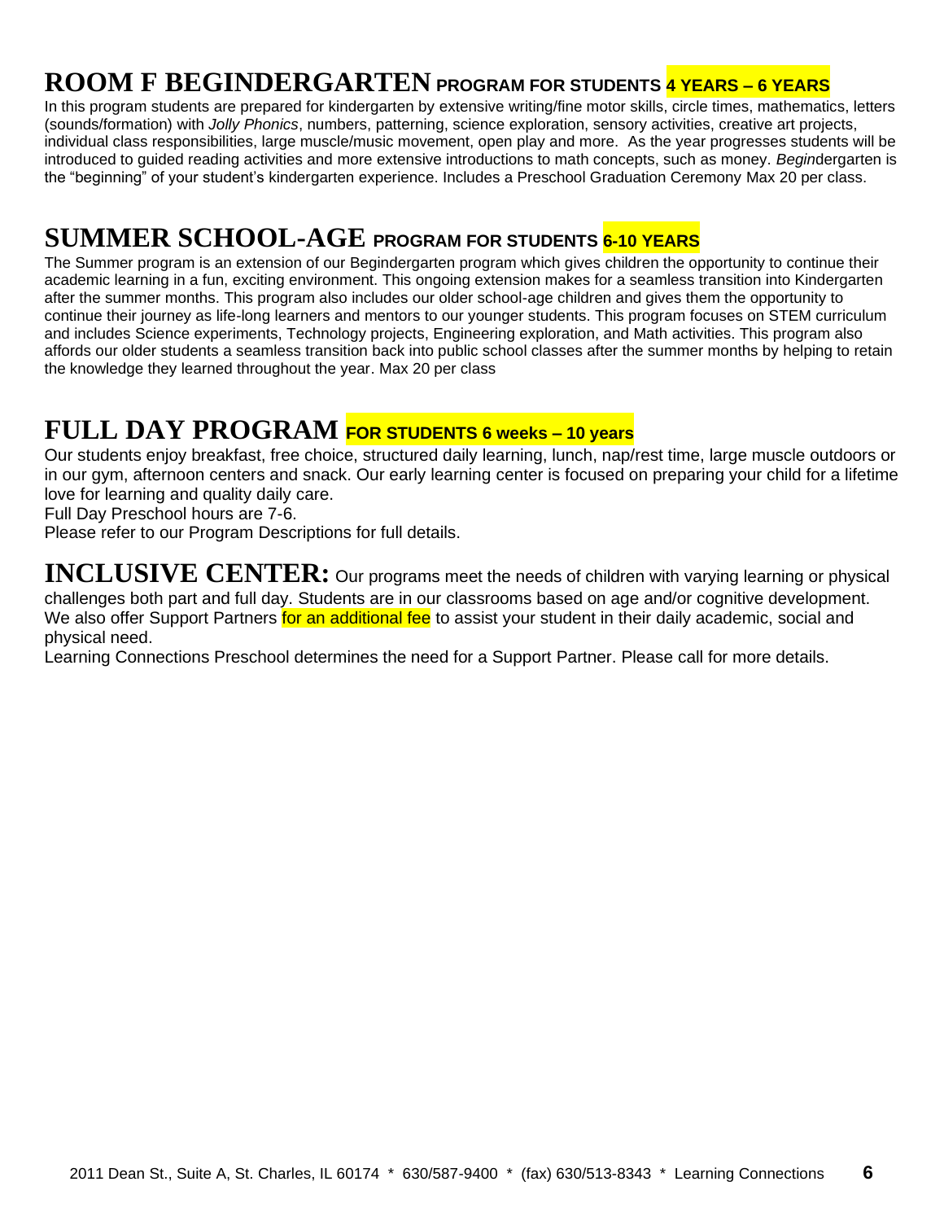## ROOM F BEGINDERGARTEN PROGRAM FOR STUDENTS 4 YEARS – 6 YEARS

In this program students are prepared for kindergarten by extensive writing/fine motor skills, circle times, mathematics, letters (sounds/formation) with *Jolly Phonics*, numbers, patterning, science exploration, sensory activities, creative art projects, individual class responsibilities, large muscle/music movement, open play and more. As the year progresses students will be introduced to guided reading activities and more extensive introductions to math concepts, such as money. *Begin*dergarten is the "beginning" of your student's kindergarten experience. Includes a Preschool Graduation Ceremony Max 20 per class.

## SUMMER SCHOOL-AGE PROGRAM FOR STUDENTS 6-10 YEARS

The Summer program is an extension of our Begindergarten program which gives children the opportunity to continue their academic learning in a fun, exciting environment. This ongoing extension makes for a seamless transition into Kindergarten after the summer months. This program also includes our older school-age children and gives them the opportunity to continue their journey as life-long learners and mentors to our younger students. This program focuses on STEM curriculum and includes Science experiments, Technology projects, Engineering exploration, and Math activities. This program also affords our older students a seamless transition back into public school classes after the summer months by helping to retain the knowledge they learned throughout the year. Max 20 per class

## FULL DAY PROGRAM FOR STUDENTS 6 weeks – 10 years

Our students enjoy breakfast, free choice, structured daily learning, lunch, nap/rest time, large muscle outdoors or in our gym, afternoon centers and snack. Our early learning center is focused on preparing your child for a lifetime love for learning and quality daily care.

Full Day Preschool hours are 7-6.

Please refer to our Program Descriptions for full details.

**INCLUSIVE CENTER:** Our programs meet the needs of children with varying learning or physical challenges both part and full day. Students are in our classrooms based on age and/or cognitive development. We also offer Support Partners for an additional fee to assist your student in their daily academic, social and physical need.

Learning Connections Preschool determines the need for a Support Partner. Please call for more details.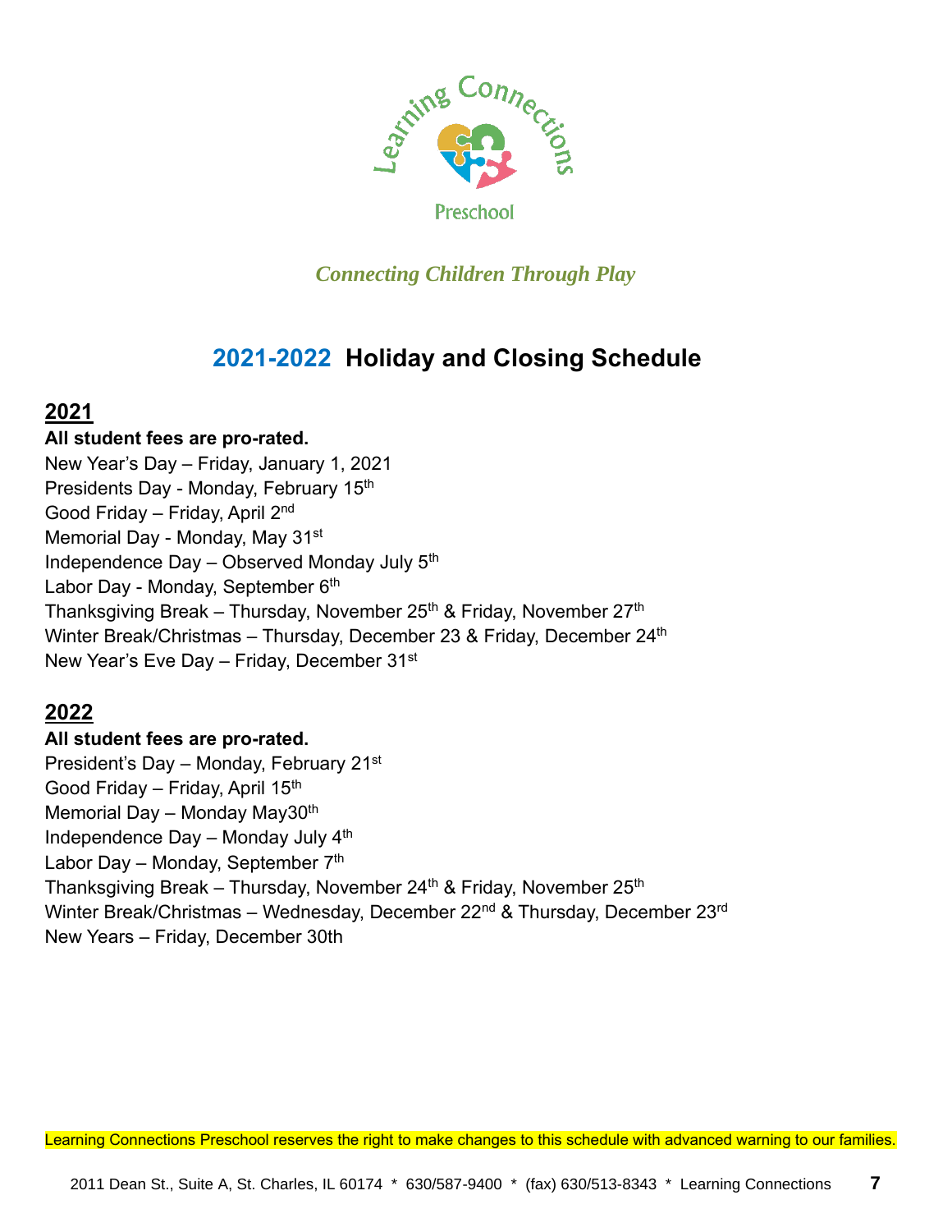Learning Connections Preschool

*Connecting Children Through Play*

# 2021-2022 Holiday and Closing Schedule

## 2021

**All student fees are pro-rated.**

New Year's Day – Friday, January 1, 2021
Presidents Day - Monday, February 15th
Good Friday – Friday, April 2nd
Memorial Day - Monday, May 31st
Independence Day – Observed Monday July 5th
Labor Day - Monday, September 6th
Thanksgiving Break – Thursday, November 25th & Friday, November 27th
Winter Break/Christmas – Thursday, December 23 & Friday, December 24th
New Year's Eve Day – Friday, December 31st

## 2022

**All student fees are pro-rated.**

President's Day – Monday, February 21st
Good Friday – Friday, April 15th
Memorial Day – Monday May30th
Independence Day – Monday July 4th
Labor Day – Monday, September 7th
Thanksgiving Break – Thursday, November 24th & Friday, November 25th
Winter Break/Christmas – Wednesday, December 22nd & Thursday, December 23rd
New Years – Friday, December 30th

Learning Connections Preschool reserves the right to make changes to this schedule with advanced warning to our families.

2011 Dean St., Suite A, St. Charles, IL 60174 * 630/587-9400 * (fax) 630/513-8343 * Learning Connections